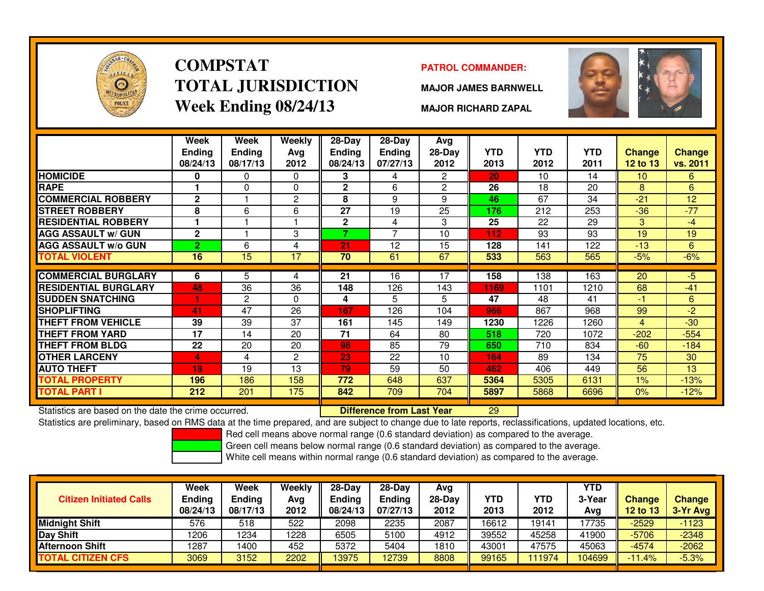# COMPSTAT
# TOTAL JURISDICTION
# Week Ending 08/24/13

**PATROL COMMANDER:**

**MAJOR JAMES BARNWELL**

**MAJOR RICHARD ZAPAL**

| | Week Ending 08/24/13 | Week Ending 08/17/13 | Weekly Avg 2012 | 28-Day Ending 08/24/13 | 28-Day Ending 07/27/13 | Avg 28-Day 2012 | YTD 2013 | YTD 2012 | YTD 2011 | Change 12 to 13 | Change vs. 2011 |
|---|---|---|---|---|---|---|---|---|---|---|---|
| **HOMICIDE** | 0 | 0 | 0 | 3 | 4 | 2 | 20 | 10 | 14 | 10 | 6 |
| **RAPE** | 1 | 0 | 0 | 2 | 6 | 2 | 26 | 18 | 20 | 8 | 6 |
| **COMMERCIAL ROBBERY** | 2 | 1 | 2 | 8 | 9 | 9 | 46 | 67 | 34 | -21 | 12 |
| **STREET ROBBERY** | 8 | 6 | 6 | 27 | 19 | 25 | 176 | 212 | 253 | -36 | -77 |
| **RESIDENTIAL ROBBERY** | 1 | 1 | 1 | 2 | 4 | 3 | 25 | 22 | 29 | 3 | -4 |
| **AGG ASSAULT w/ GUN** | 2 | 1 | 3 | 7 | 7 | 10 | 112 | 93 | 93 | 19 | 19 |
| **AGG ASSAULT w/o GUN** | 2 | 6 | 4 | 21 | 12 | 15 | 128 | 141 | 122 | -13 | 6 |
| **TOTAL VIOLENT** | 16 | 15 | 17 | 70 | 61 | 67 | 533 | 563 | 565 | -5% | -6% |
| **COMMERCIAL BURGLARY** | 6 | 5 | 4 | 21 | 16 | 17 | 158 | 138 | 163 | 20 | -5 |
| **RESIDENTIAL BURGLARY** | 48 | 36 | 36 | 148 | 126 | 143 | 1169 | 1101 | 1210 | 68 | -41 |
| **SUDDEN SNATCHING** | 1 | 2 | 0 | 4 | 5 | 5 | 47 | 48 | 41 | -1 | 6 |
| **SHOPLIFTING** | 41 | 47 | 26 | 167 | 126 | 104 | 966 | 867 | 968 | 99 | -2 |
| **THEFT FROM VEHICLE** | 39 | 39 | 37 | 161 | 145 | 149 | 1230 | 1226 | 1260 | 4 | -30 |
| **THEFT FROM YARD** | 17 | 14 | 20 | 71 | 64 | 80 | 518 | 720 | 1072 | -202 | -554 |
| **THEFT FROM BLDG** | 22 | 20 | 20 | 98 | 85 | 79 | 650 | 710 | 834 | -60 | -184 |
| **OTHER LARCENY** | 4 | 4 | 2 | 23 | 22 | 10 | 164 | 89 | 134 | 75 | 30 |
| **AUTO THEFT** | 18 | 19 | 13 | 79 | 59 | 50 | 462 | 406 | 449 | 56 | 13 |
| **TOTAL PROPERTY** | 196 | 186 | 158 | 772 | 648 | 637 | 5364 | 5305 | 6131 | 1% | -13% |
| **TOTAL PART I** | 212 | 201 | 175 | 842 | 709 | 704 | 5897 | 5868 | 6696 | 0% | -12% |

Statistics are based on the date the crime occurred. **Difference from Last Year** 29

Statistics are preliminary, based on RMS data at the time prepared, and are subject to change due to late reports, reclassifications, updated locations, etc.

- Red cell means above normal range (0.6 standard deviation) as compared to the average.
- Green cell means below normal range (0.6 standard deviation) as compared to the average.
- White cell means within normal range (0.6 standard deviation) as compared to the average.

| Citizen Initiated Calls | Week Ending 08/24/13 | Week Ending 08/17/13 | Weekly Avg 2012 | 28-Day Ending 08/24/13 | 28-Day Ending 07/27/13 | Avg 28-Day 2012 | YTD 2013 | YTD 2012 | YTD 3-Year Avg | Change 12 to 13 | Change 3-Yr Avg |
|---|---|---|---|---|---|---|---|---|---|---|---|
| **Midnight Shift** | 576 | 518 | 522 | 2098 | 2235 | 2087 | 16612 | 19141 | 17735 | -2529 | -1123 |
| **Day Shift** | 1206 | 1234 | 1228 | 6505 | 5100 | 4912 | 39552 | 45258 | 41900 | -5706 | -2348 |
| **Afternoon Shift** | 1287 | 1400 | 452 | 5372 | 5404 | 1810 | 43001 | 47575 | 45063 | -4574 | -2062 |
| **TOTAL CITIZEN CFS** | 3069 | 3152 | 2202 | 13975 | 12739 | 8808 | 99165 | 111974 | 104699 | -11.4% | -5.3% |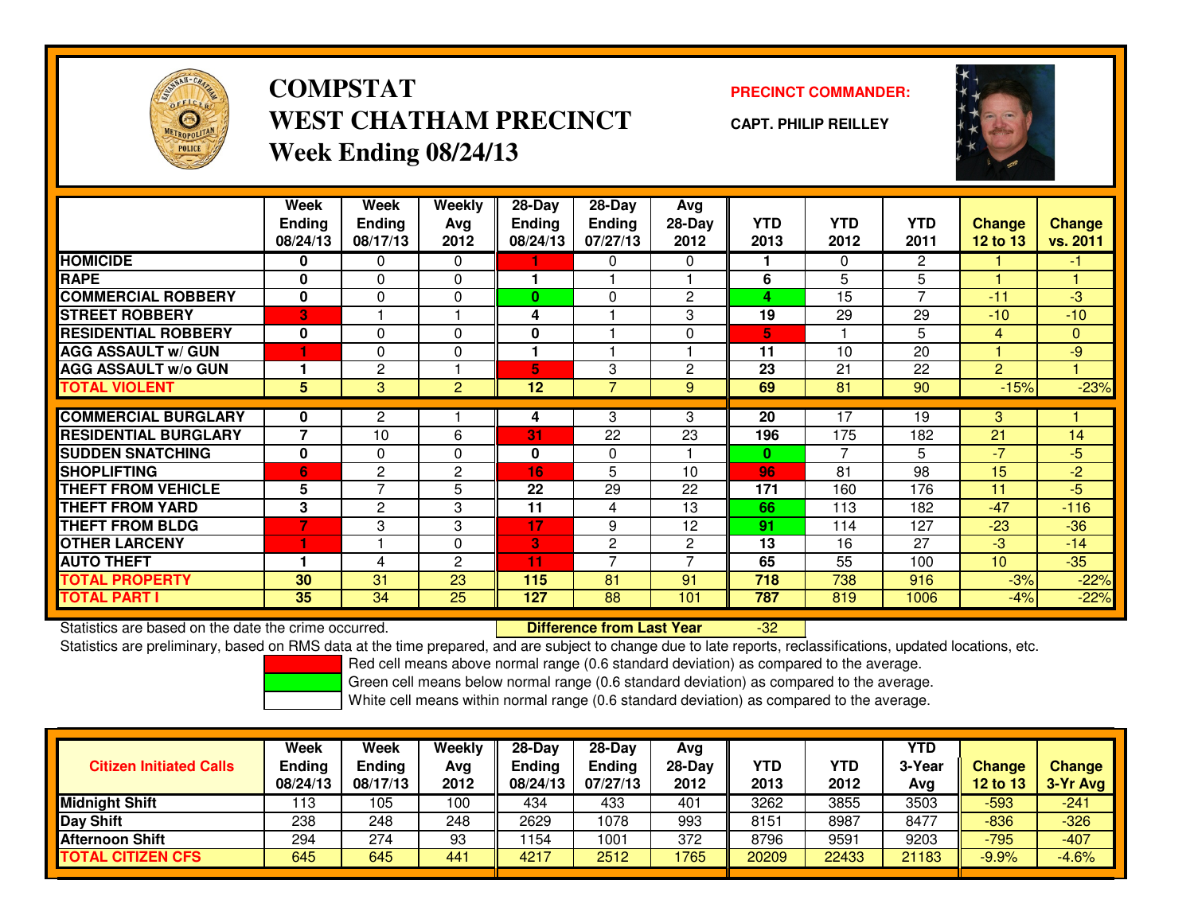# COMPSTAT
# WEST CHATHAM PRECINCT
## Week Ending 08/24/13

**PRECINCT COMMANDER:**

**CAPT. PHILIP REILLEY**

| | Week Ending 08/24/13 | Week Ending 08/17/13 | Weekly Avg 2012 | 28-Day Ending 08/24/13 | 28-Day Ending 07/27/13 | Avg 28-Day 2012 | YTD 2013 | YTD 2012 | YTD 2011 | Change 12 to 13 | Change vs. 2011 |
|---|---|---|---|---|---|---|---|---|---|---|---|
| HOMICIDE | 0 | 0 | 0 | 1 | 0 | 0 | 1 | 0 | 2 | 1 | -1 |
| RAPE | 0 | 0 | 0 | 1 | 1 | 1 | 6 | 5 | 5 | 1 | 1 |
| COMMERCIAL ROBBERY | 0 | 0 | 0 | 0 | 0 | 2 | 4 | 15 | 7 | -11 | -3 |
| STREET ROBBERY | 3 | 1 | 1 | 4 | 1 | 3 | 19 | 29 | 29 | -10 | -10 |
| RESIDENTIAL ROBBERY | 0 | 0 | 0 | 0 | 1 | 0 | 5 | 1 | 5 | 4 | 0 |
| AGG ASSAULT w/ GUN | 1 | 0 | 0 | 1 | 1 | 1 | 11 | 10 | 20 | 1 | -9 |
| AGG ASSAULT w/o GUN | 1 | 2 | 1 | 5 | 3 | 2 | 23 | 21 | 22 | 2 | 1 |
| TOTAL VIOLENT | 5 | 3 | 2 | 12 | 7 | 9 | 69 | 81 | 90 | -15% | -23% |
| COMMERCIAL BURGLARY | 0 | 2 | 1 | 4 | 3 | 3 | 20 | 17 | 19 | 3 | 1 |
| RESIDENTIAL BURGLARY | 7 | 10 | 6 | 31 | 22 | 23 | 196 | 175 | 182 | 21 | 14 |
| SUDDEN SNATCHING | 0 | 0 | 0 | 0 | 0 | 1 | 0 | 7 | 5 | -7 | -5 |
| SHOPLIFTING | 6 | 2 | 2 | 16 | 5 | 10 | 96 | 81 | 98 | 15 | -2 |
| THEFT FROM VEHICLE | 5 | 7 | 5 | 22 | 29 | 22 | 171 | 160 | 176 | 11 | -5 |
| THEFT FROM YARD | 3 | 2 | 3 | 11 | 4 | 13 | 66 | 113 | 182 | -47 | -116 |
| THEFT FROM BLDG | 7 | 3 | 3 | 17 | 9 | 12 | 91 | 114 | 127 | -23 | -36 |
| OTHER LARCENY | 1 | 1 | 0 | 3 | 2 | 2 | 13 | 16 | 27 | -3 | -14 |
| AUTO THEFT | 1 | 4 | 2 | 11 | 7 | 7 | 65 | 55 | 100 | 10 | -35 |
| TOTAL PROPERTY | 30 | 31 | 23 | 115 | 81 | 91 | 718 | 738 | 916 | -3% | -22% |
| TOTAL PART I | 35 | 34 | 25 | 127 | 88 | 101 | 787 | 819 | 1006 | -4% | -22% |

Statistics are based on the date the crime occurred. **Difference from Last Year** -32

Statistics are preliminary, based on RMS data at the time prepared, and are subject to change due to late reports, reclassifications, updated locations, etc.

Red cell means above normal range (0.6 standard deviation) as compared to the average.
Green cell means below normal range (0.6 standard deviation) as compared to the average.
White cell means within normal range (0.6 standard deviation) as compared to the average.

| Citizen Initiated Calls | Week Ending 08/24/13 | Week Ending 08/17/13 | Weekly Avg 2012 | 28-Day Ending 08/24/13 | 28-Day Ending 07/27/13 | Avg 28-Day 2012 | YTD 2013 | YTD 2012 | YTD 3-Year Avg | Change 12 to 13 | Change 3-Yr Avg |
|---|---|---|---|---|---|---|---|---|---|---|---|
| Midnight Shift | 113 | 105 | 100 | 434 | 433 | 401 | 3262 | 3855 | 3503 | -593 | -241 |
| Day Shift | 238 | 248 | 248 | 2629 | 1078 | 993 | 8151 | 8987 | 8477 | -836 | -326 |
| Afternoon Shift | 294 | 274 | 93 | 1154 | 1001 | 372 | 8796 | 9591 | 9203 | -795 | -407 |
| TOTAL CITIZEN CFS | 645 | 645 | 441 | 4217 | 2512 | 1765 | 20209 | 22433 | 21183 | -9.9% | -4.6% |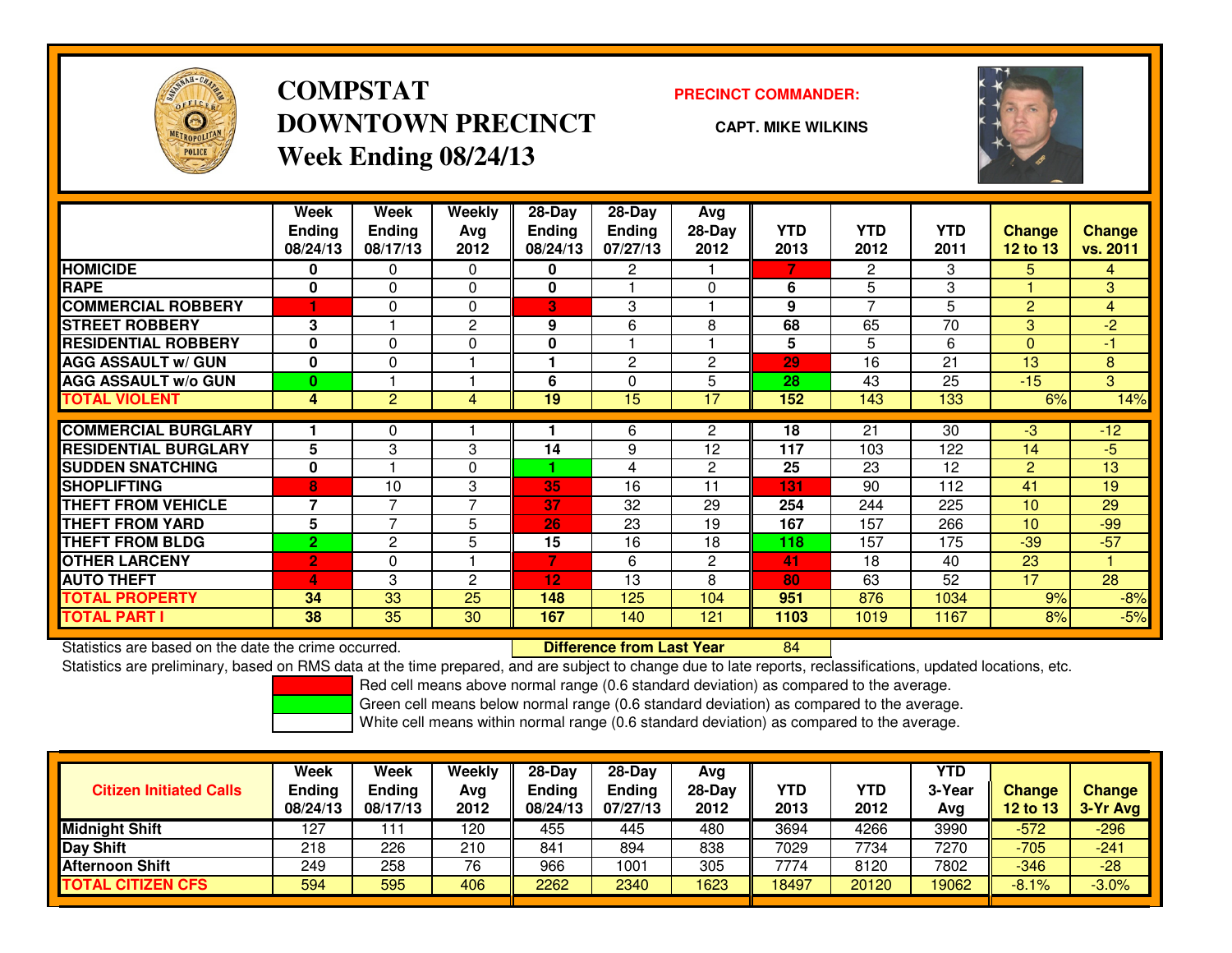# COMPSTAT DOWNTOWN PRECINCT

## Week Ending 08/24/13

**PRECINCT COMMANDER:**

**CAPT. MIKE WILKINS**

| | Week Ending 08/24/13 | Week Ending 08/17/13 | Weekly Avg 2012 | 28-Day Ending 08/24/13 | 28-Day Ending 07/27/13 | Avg 28-Day 2012 | YTD 2013 | YTD 2012 | YTD 2011 | Change 12 to 13 | Change vs. 2011 |
|---|---|---|---|---|---|---|---|---|---|---|---|
| HOMICIDE | 0 | 0 | 0 | 0 | 2 | 1 | 7 | 2 | 3 | 5 | 4 |
| RAPE | 0 | 0 | 0 | 0 | 1 | 0 | 6 | 5 | 3 | 1 | 3 |
| COMMERCIAL ROBBERY | 1 | 0 | 0 | 3 | 3 | 1 | 9 | 7 | 5 | 2 | 4 |
| STREET ROBBERY | 3 | 1 | 2 | 9 | 6 | 8 | 68 | 65 | 70 | 3 | -2 |
| RESIDENTIAL ROBBERY | 0 | 0 | 0 | 0 | 1 | 1 | 5 | 5 | 6 | 0 | -1 |
| AGG ASSAULT w/ GUN | 0 | 0 | 1 | 1 | 2 | 2 | 29 | 16 | 21 | 13 | 8 |
| AGG ASSAULT w/o GUN | 0 | 1 | 1 | 6 | 0 | 5 | 28 | 43 | 25 | -15 | 3 |
| TOTAL VIOLENT | 4 | 2 | 4 | 19 | 15 | 17 | 152 | 143 | 133 | 6% | 14% |
| COMMERCIAL BURGLARY | 1 | 0 | 1 | 1 | 6 | 2 | 18 | 21 | 30 | -3 | -12 |
| RESIDENTIAL BURGLARY | 5 | 3 | 3 | 14 | 9 | 12 | 117 | 103 | 122 | 14 | -5 |
| SUDDEN SNATCHING | 0 | 1 | 0 | 1 | 4 | 2 | 25 | 23 | 12 | 2 | 13 |
| SHOPLIFTING | 8 | 10 | 3 | 35 | 16 | 11 | 131 | 90 | 112 | 41 | 19 |
| THEFT FROM VEHICLE | 7 | 7 | 7 | 37 | 32 | 29 | 254 | 244 | 225 | 10 | 29 |
| THEFT FROM YARD | 5 | 7 | 5 | 26 | 23 | 19 | 167 | 157 | 266 | 10 | -99 |
| THEFT FROM BLDG | 2 | 2 | 5 | 15 | 16 | 18 | 118 | 157 | 175 | -39 | -57 |
| OTHER LARCENY | 2 | 0 | 1 | 7 | 6 | 2 | 41 | 18 | 40 | 23 | 1 |
| AUTO THEFT | 4 | 3 | 2 | 12 | 13 | 8 | 80 | 63 | 52 | 17 | 28 |
| TOTAL PROPERTY | 34 | 33 | 25 | 148 | 125 | 104 | 951 | 876 | 1034 | 9% | -8% |
| TOTAL PART I | 38 | 35 | 30 | 167 | 140 | 121 | 1103 | 1019 | 1167 | 8% | -5% |

Statistics are based on the date the crime occurred. **Difference from Last Year** 84

Statistics are preliminary, based on RMS data at the time prepared, and are subject to change due to late reports, reclassifications, updated locations, etc.

Red cell means above normal range (0.6 standard deviation) as compared to the average.

Green cell means below normal range (0.6 standard deviation) as compared to the average.

White cell means within normal range (0.6 standard deviation) as compared to the average.

| Citizen Initiated Calls | Week Ending 08/24/13 | Week Ending 08/17/13 | Weekly Avg 2012 | 28-Day Ending 08/24/13 | 28-Day Ending 07/27/13 | Avg 28-Day 2012 | YTD 2013 | YTD 2012 | YTD 3-Year Avg | Change 12 to 13 | Change 3-Yr Avg |
|---|---|---|---|---|---|---|---|---|---|---|---|
| Midnight Shift | 127 | 111 | 120 | 455 | 445 | 480 | 3694 | 4266 | 3990 | -572 | -296 |
| Day Shift | 218 | 226 | 210 | 841 | 894 | 838 | 7029 | 7734 | 7270 | -705 | -241 |
| Afternoon Shift | 249 | 258 | 76 | 966 | 1001 | 305 | 7774 | 8120 | 7802 | -346 | -28 |
| TOTAL CITIZEN CFS | 594 | 595 | 406 | 2262 | 2340 | 1623 | 18497 | 20120 | 19062 | -8.1% | -3.0% |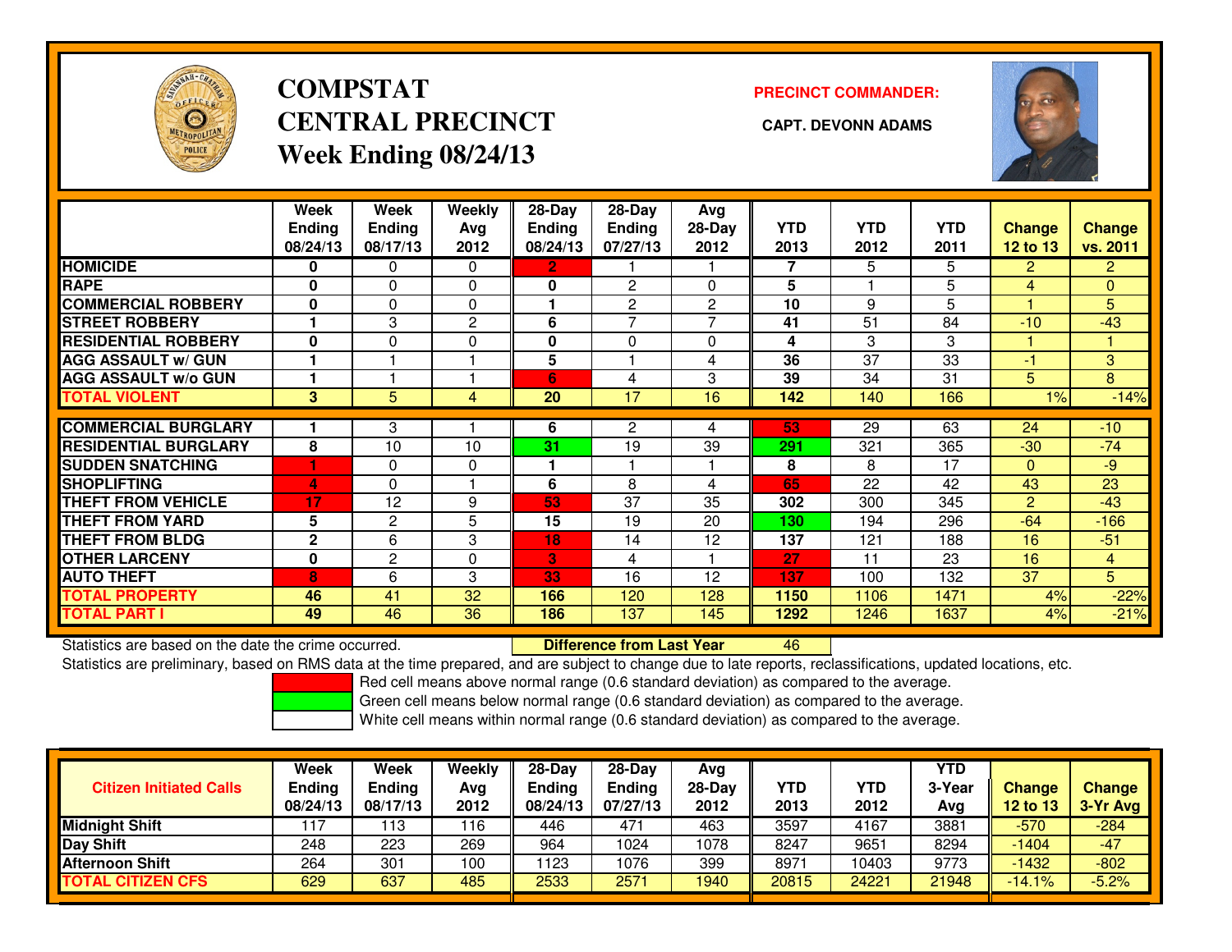# COMPSTAT CENTRAL PRECINCT Week Ending 08/24/13

**PRECINCT COMMANDER:**

**CAPT. DEVONN ADAMS**

| | Week Ending 08/24/13 | Week Ending 08/17/13 | Weekly Avg 2012 | 28-Day Ending 08/24/13 | 28-Day Ending 07/27/13 | Avg 28-Day 2012 | YTD 2013 | YTD 2012 | YTD 2011 | Change 12 to 13 | Change vs. 2011 |
|---|---|---|---|---|---|---|---|---|---|---|---|
| HOMICIDE | 0 | 0 | 0 | 2 | 1 | 1 | 7 | 5 | 5 | 2 | 2 |
| RAPE | 0 | 0 | 0 | 0 | 2 | 0 | 5 | 1 | 5 | 4 | 0 |
| COMMERCIAL ROBBERY | 0 | 0 | 0 | 1 | 2 | 2 | 10 | 9 | 5 | 1 | 5 |
| STREET ROBBERY | 1 | 3 | 2 | 6 | 7 | 7 | 41 | 51 | 84 | -10 | -43 |
| RESIDENTIAL ROBBERY | 0 | 0 | 0 | 0 | 0 | 0 | 4 | 3 | 3 | 1 | 1 |
| AGG ASSAULT w/ GUN | 1 | 1 | 1 | 5 | 1 | 4 | 36 | 37 | 33 | -1 | 3 |
| AGG ASSAULT w/o GUN | 1 | 1 | 1 | 6 | 4 | 3 | 39 | 34 | 31 | 5 | 8 |
| TOTAL VIOLENT | 3 | 5 | 4 | 20 | 17 | 16 | 142 | 140 | 166 | 1% | -14% |
| COMMERCIAL BURGLARY | 1 | 3 | 1 | 6 | 2 | 4 | 53 | 29 | 63 | 24 | -10 |
| RESIDENTIAL BURGLARY | 8 | 10 | 10 | 31 | 19 | 39 | 291 | 321 | 365 | -30 | -74 |
| SUDDEN SNATCHING | 1 | 0 | 0 | 1 | 1 | 1 | 8 | 8 | 17 | 0 | -9 |
| SHOPLIFTING | 4 | 0 | 1 | 6 | 8 | 4 | 65 | 22 | 42 | 43 | 23 |
| THEFT FROM VEHICLE | 17 | 12 | 9 | 53 | 37 | 35 | 302 | 300 | 345 | 2 | -43 |
| THEFT FROM YARD | 5 | 2 | 5 | 15 | 19 | 20 | 130 | 194 | 296 | -64 | -166 |
| THEFT FROM BLDG | 2 | 6 | 3 | 18 | 14 | 12 | 137 | 121 | 188 | 16 | -51 |
| OTHER LARCENY | 0 | 2 | 0 | 3 | 4 | 1 | 27 | 11 | 23 | 16 | 4 |
| AUTO THEFT | 8 | 6 | 3 | 33 | 16 | 12 | 137 | 100 | 132 | 37 | 5 |
| TOTAL PROPERTY | 46 | 41 | 32 | 166 | 120 | 128 | 1150 | 1106 | 1471 | 4% | -22% |
| TOTAL PART I | 49 | 46 | 36 | 186 | 137 | 145 | 1292 | 1246 | 1637 | 4% | -21% |

Statistics are based on the date the crime occurred. **Difference from Last Year** 46

Statistics are preliminary, based on RMS data at the time prepared, and are subject to change due to late reports, reclassifications, updated locations, etc.

Red cell means above normal range (0.6 standard deviation) as compared to the average.
Green cell means below normal range (0.6 standard deviation) as compared to the average.
White cell means within normal range (0.6 standard deviation) as compared to the average.

| Citizen Initiated Calls | Week Ending 08/24/13 | Week Ending 08/17/13 | Weekly Avg 2012 | 28-Day Ending 08/24/13 | 28-Day Ending 07/27/13 | Avg 28-Day 2012 | YTD 2013 | YTD 2012 | YTD 3-Year Avg | Change 12 to 13 | Change 3-Yr Avg |
|---|---|---|---|---|---|---|---|---|---|---|---|
| Midnight Shift | 117 | 113 | 116 | 446 | 471 | 463 | 3597 | 4167 | 3881 | -570 | -284 |
| Day Shift | 248 | 223 | 269 | 964 | 1024 | 1078 | 8247 | 9651 | 8294 | -1404 | -47 |
| Afternoon Shift | 264 | 301 | 100 | 1123 | 1076 | 399 | 8971 | 10403 | 9773 | -1432 | -802 |
| TOTAL CITIZEN CFS | 629 | 637 | 485 | 2533 | 2571 | 1940 | 20815 | 24221 | 21948 | -14.1% | -5.2% |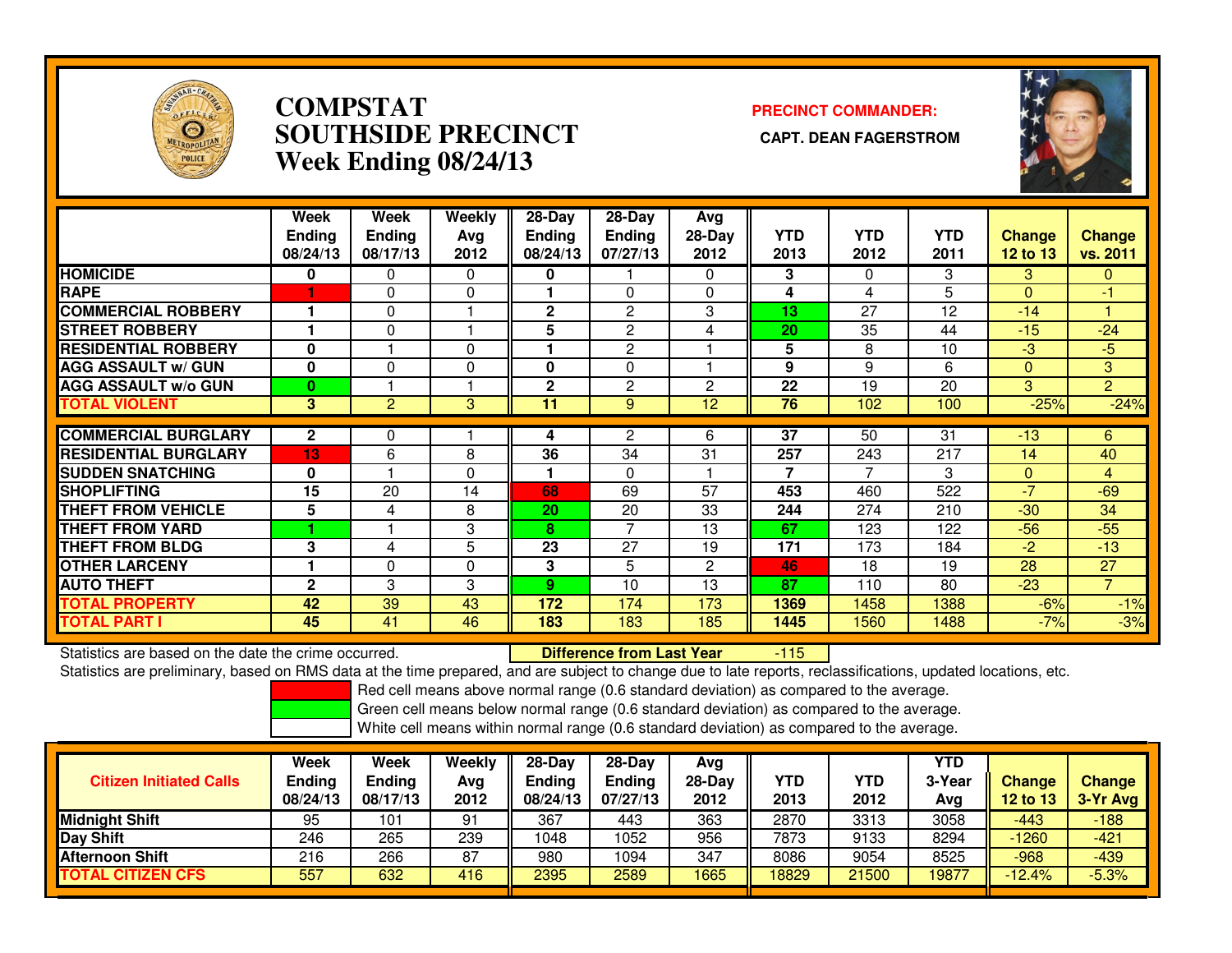# COMPSTAT
# SOUTHSIDE PRECINCT
# Week Ending 08/24/13

**PRECINCT COMMANDER:**

**CAPT. DEAN FAGERSTROM**

| | Week Ending 08/24/13 | Week Ending 08/17/13 | Weekly Avg 2012 | 28-Day Ending 08/24/13 | 28-Day Ending 07/27/13 | Avg 28-Day 2012 | YTD 2013 | YTD 2012 | YTD 2011 | Change 12 to 13 | Change vs. 2011 |
|---|---|---|---|---|---|---|---|---|---|---|---|
| HOMICIDE | 0 | 0 | 0 | 0 | 1 | 0 | 3 | 0 | 3 | 3 | 0 |
| RAPE | 1 | 0 | 0 | 1 | 0 | 0 | 4 | 4 | 5 | 0 | -1 |
| COMMERCIAL ROBBERY | 1 | 0 | 1 | 2 | 2 | 3 | 13 | 27 | 12 | -14 | 1 |
| STREET ROBBERY | 1 | 0 | 1 | 5 | 2 | 4 | 20 | 35 | 44 | -15 | -24 |
| RESIDENTIAL ROBBERY | 0 | 1 | 0 | 1 | 2 | 1 | 5 | 8 | 10 | -3 | -5 |
| AGG ASSAULT w/ GUN | 0 | 0 | 0 | 0 | 0 | 1 | 9 | 9 | 6 | 0 | 3 |
| AGG ASSAULT w/o GUN | 0 | 1 | 1 | 2 | 2 | 2 | 22 | 19 | 20 | 3 | 2 |
| TOTAL VIOLENT | 3 | 2 | 3 | 11 | 9 | 12 | 76 | 102 | 100 | -25% | -24% |
| COMMERCIAL BURGLARY | 2 | 0 | 1 | 4 | 2 | 6 | 37 | 50 | 31 | -13 | 6 |
| RESIDENTIAL BURGLARY | 13 | 6 | 8 | 36 | 34 | 31 | 257 | 243 | 217 | 14 | 40 |
| SUDDEN SNATCHING | 0 | 1 | 0 | 1 | 0 | 1 | 7 | 7 | 3 | 0 | 4 |
| SHOPLIFTING | 15 | 20 | 14 | 68 | 69 | 57 | 453 | 460 | 522 | -7 | -69 |
| THEFT FROM VEHICLE | 5 | 4 | 8 | 20 | 20 | 33 | 244 | 274 | 210 | -30 | 34 |
| THEFT FROM YARD | 1 | 1 | 3 | 8 | 7 | 13 | 67 | 123 | 122 | -56 | -55 |
| THEFT FROM BLDG | 3 | 4 | 5 | 23 | 27 | 19 | 171 | 173 | 184 | -2 | -13 |
| OTHER LARCENY | 1 | 0 | 0 | 3 | 5 | 2 | 46 | 18 | 19 | 28 | 27 |
| AUTO THEFT | 2 | 3 | 3 | 9 | 10 | 13 | 87 | 110 | 80 | -23 | 7 |
| TOTAL PROPERTY | 42 | 39 | 43 | 172 | 174 | 173 | 1369 | 1458 | 1388 | -6% | -1% |
| TOTAL PART I | 45 | 41 | 46 | 183 | 183 | 185 | 1445 | 1560 | 1488 | -7% | -3% |

Statistics are based on the date the crime occurred. **Difference from Last Year** -115

Statistics are preliminary, based on RMS data at the time prepared, and are subject to change due to late reports, reclassifications, updated locations, etc.

Red cell means above normal range (0.6 standard deviation) as compared to the average.
Green cell means below normal range (0.6 standard deviation) as compared to the average.
White cell means within normal range (0.6 standard deviation) as compared to the average.

| Citizen Initiated Calls | Week Ending 08/24/13 | Week Ending 08/17/13 | Weekly Avg 2012 | 28-Day Ending 08/24/13 | 28-Day Ending 07/27/13 | Avg 28-Day 2012 | YTD 2013 | YTD 2012 | YTD 3-Year Avg | Change 12 to 13 | Change 3-Yr Avg |
|---|---|---|---|---|---|---|---|---|---|---|---|
| Midnight Shift | 95 | 101 | 91 | 367 | 443 | 363 | 2870 | 3313 | 3058 | -443 | -188 |
| Day Shift | 246 | 265 | 239 | 1048 | 1052 | 956 | 7873 | 9133 | 8294 | -1260 | -421 |
| Afternoon Shift | 216 | 266 | 87 | 980 | 1094 | 347 | 8086 | 9054 | 8525 | -968 | -439 |
| TOTAL CITIZEN CFS | 557 | 632 | 416 | 2395 | 2589 | 1665 | 18829 | 21500 | 19877 | -12.4% | -5.3% |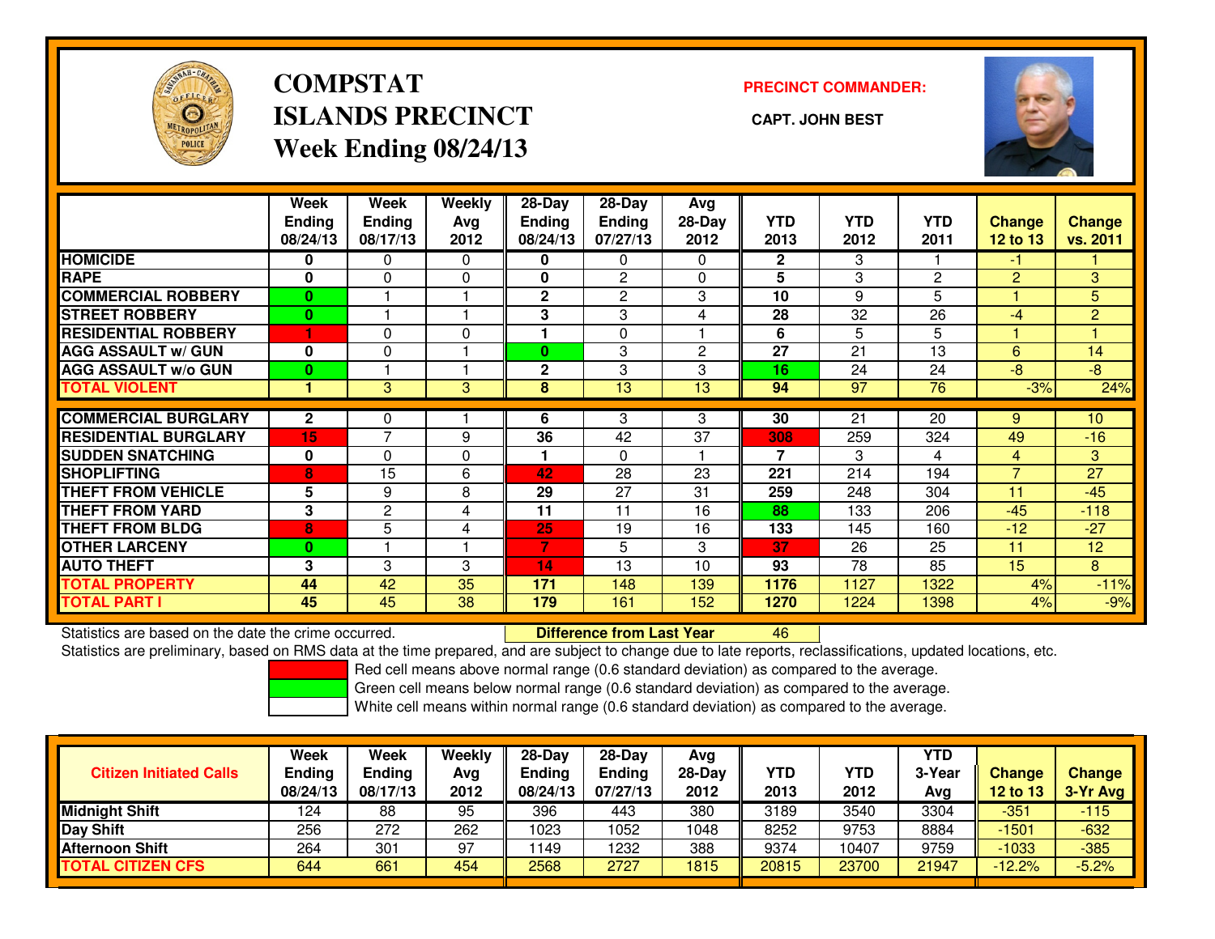# COMPSTAT
# ISLANDS PRECINCT
# Week Ending 08/24/13

**PRECINCT COMMANDER:**

**CAPT. JOHN BEST**

| | Week Ending 08/24/13 | Week Ending 08/17/13 | Weekly Avg 2012 | 28-Day Ending 08/24/13 | 28-Day Ending 07/27/13 | Avg 28-Day 2012 | YTD 2013 | YTD 2012 | YTD 2011 | Change 12 to 13 | Change vs. 2011 |
|---|---|---|---|---|---|---|---|---|---|---|---|
| HOMICIDE | 0 | 0 | 0 | 0 | 0 | 0 | 2 | 3 | 1 | -1 | 1 |
| RAPE | 0 | 0 | 0 | 0 | 2 | 0 | 5 | 3 | 2 | 2 | 3 |
| COMMERCIAL ROBBERY | 0 | 1 | 1 | 2 | 2 | 3 | 10 | 9 | 5 | 1 | 5 |
| STREET ROBBERY | 0 | 1 | 1 | 3 | 3 | 4 | 28 | 32 | 26 | -4 | 2 |
| RESIDENTIAL ROBBERY | 1 | 0 | 0 | 1 | 0 | 1 | 6 | 5 | 5 | 1 | 1 |
| AGG ASSAULT w/ GUN | 0 | 0 | 1 | 0 | 3 | 2 | 27 | 21 | 13 | 6 | 14 |
| AGG ASSAULT w/o GUN | 0 | 1 | 1 | 2 | 3 | 3 | 16 | 24 | 24 | -8 | -8 |
| TOTAL VIOLENT | 1 | 3 | 3 | 8 | 13 | 13 | 94 | 97 | 76 | -3% | 24% |
| COMMERCIAL BURGLARY | 2 | 0 | 1 | 6 | 3 | 3 | 30 | 21 | 20 | 9 | 10 |
| RESIDENTIAL BURGLARY | 15 | 7 | 9 | 36 | 42 | 37 | 308 | 259 | 324 | 49 | -16 |
| SUDDEN SNATCHING | 0 | 0 | 0 | 1 | 0 | 1 | 7 | 3 | 4 | 4 | 3 |
| SHOPLIFTING | 8 | 15 | 6 | 42 | 28 | 23 | 221 | 214 | 194 | 7 | 27 |
| THEFT FROM VEHICLE | 5 | 9 | 8 | 29 | 27 | 31 | 259 | 248 | 304 | 11 | -45 |
| THEFT FROM YARD | 3 | 2 | 4 | 11 | 11 | 16 | 88 | 133 | 206 | -45 | -118 |
| THEFT FROM BLDG | 8 | 5 | 4 | 25 | 19 | 16 | 133 | 145 | 160 | -12 | -27 |
| OTHER LARCENY | 0 | 1 | 1 | 7 | 5 | 3 | 37 | 26 | 25 | 11 | 12 |
| AUTO THEFT | 3 | 3 | 3 | 14 | 13 | 10 | 93 | 78 | 85 | 15 | 8 |
| TOTAL PROPERTY | 44 | 42 | 35 | 171 | 148 | 139 | 1176 | 1127 | 1322 | 4% | -11% |
| TOTAL PART I | 45 | 45 | 38 | 179 | 161 | 152 | 1270 | 1224 | 1398 | 4% | -9% |

Statistics are based on the date the crime occurred. **Difference from Last Year** 46

Statistics are preliminary, based on RMS data at the time prepared, and are subject to change due to late reports, reclassifications, updated locations, etc.

Red cell means above normal range (0.6 standard deviation) as compared to the average.
Green cell means below normal range (0.6 standard deviation) as compared to the average.
White cell means within normal range (0.6 standard deviation) as compared to the average.

| Citizen Initiated Calls | Week Ending 08/24/13 | Week Ending 08/17/13 | Weekly Avg 2012 | 28-Day Ending 08/24/13 | 28-Day Ending 07/27/13 | Avg 28-Day 2012 | YTD 2013 | YTD 2012 | YTD 3-Year Avg | Change 12 to 13 | Change 3-Yr Avg |
|---|---|---|---|---|---|---|---|---|---|---|---|
| Midnight Shift | 124 | 88 | 95 | 396 | 443 | 380 | 3189 | 3540 | 3304 | -351 | -115 |
| Day Shift | 256 | 272 | 262 | 1023 | 1052 | 1048 | 8252 | 9753 | 8884 | -1501 | -632 |
| Afternoon Shift | 264 | 301 | 97 | 1149 | 1232 | 388 | 9374 | 10407 | 9759 | -1033 | -385 |
| TOTAL CITIZEN CFS | 644 | 661 | 454 | 2568 | 2727 | 1815 | 20815 | 23700 | 21947 | -12.2% | -5.2% |